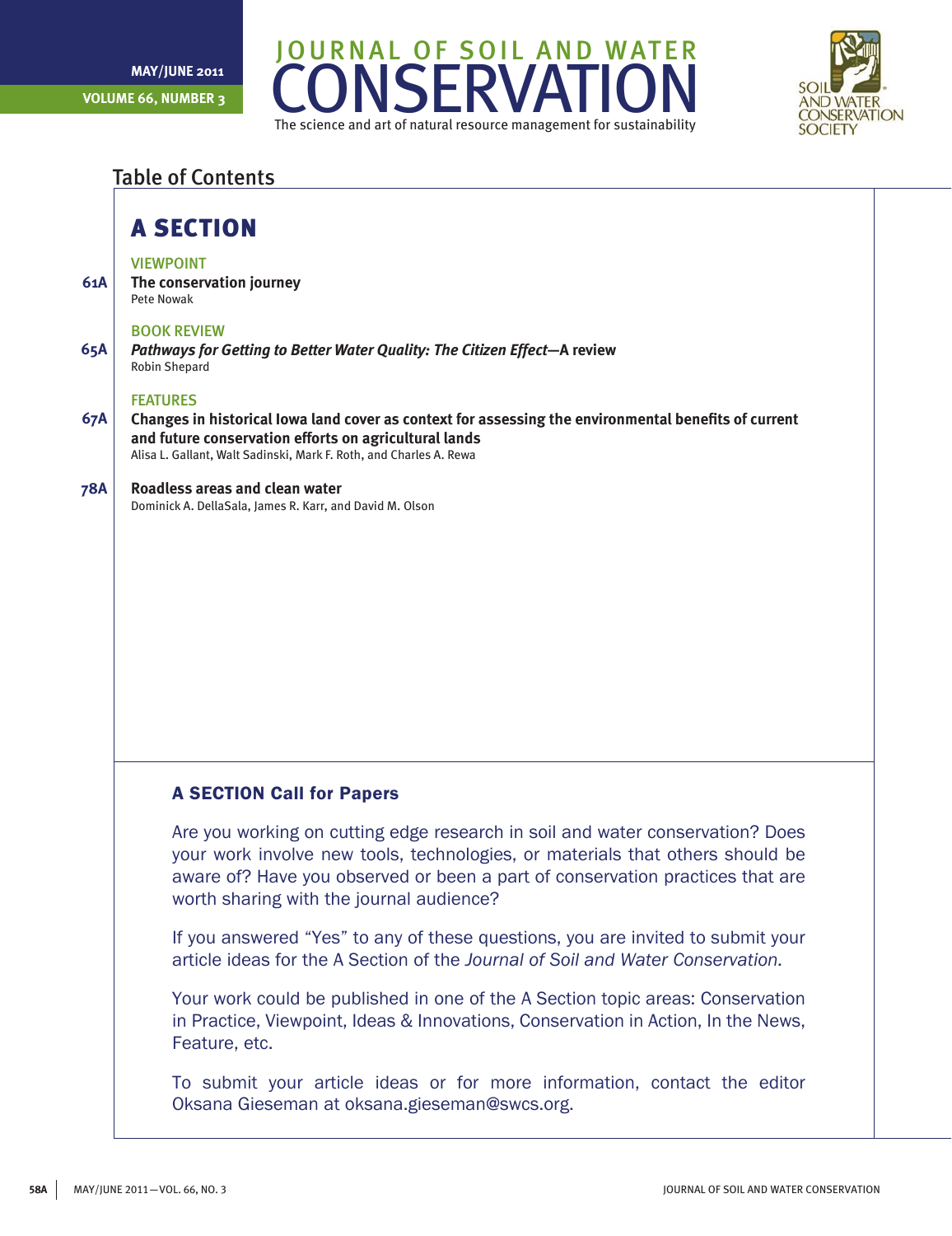# JOURNAL OF SOIL AND WATER CONSERVATION

The science and art of natural resource management for sustainability

MAY/JUNE 2011

VOLUME 66, NUMBER 3

## Table of Contents

## A SECTION

### VIEWPOINT

**61A** **The conservation journey**
Pete Nowak

### BOOK REVIEW

**65A** ***Pathways for Getting to Better Water Quality: The Citizen Effect*—A review**
Robin Shepard

### FEATURES

**67A** **Changes in historical Iowa land cover as context for assessing the environmental benefits of current and future conservation efforts on agricultural lands**
Alisa L. Gallant, Walt Sadinski, Mark F. Roth, and Charles A. Rewa

**78A** **Roadless areas and clean water**
Dominick A. DellaSala, James R. Karr, and David M. Olson

### A SECTION Call for Papers

Are you working on cutting edge research in soil and water conservation? Does your work involve new tools, technologies, or materials that others should be aware of? Have you observed or been a part of conservation practices that are worth sharing with the journal audience?

If you answered "Yes" to any of these questions, you are invited to submit your article ideas for the A Section of the *Journal of Soil and Water Conservation.*

Your work could be published in one of the A Section topic areas: Conservation in Practice, Viewpoint, Ideas & Innovations, Conservation in Action, In the News, Feature, etc.

To submit your article ideas or for more information, contact the editor Oksana Gieseman at oksana.gieseman@swcs.org.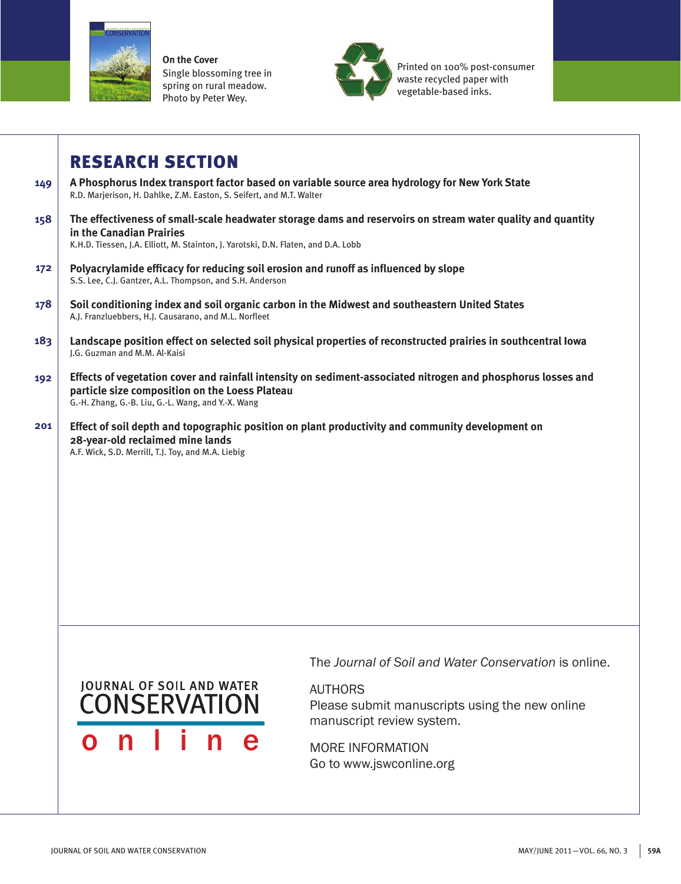**On the Cover**
Single blossoming tree in spring on rural meadow. Photo by Peter Wey.

Printed on 100% post-consumer waste recycled paper with vegetable-based inks.

# RESEARCH SECTION

**149** **A Phosphorus Index transport factor based on variable source area hydrology for New York State**
R.D. Marjerison, H. Dahlke, Z.M. Easton, S. Seifert, and M.T. Walter

**158** **The effectiveness of small-scale headwater storage dams and reservoirs on stream water quality and quantity in the Canadian Prairies**
K.H.D. Tiessen, J.A. Elliott, M. Stainton, J. Yarotski, D.N. Flaten, and D.A. Lobb

**172** **Polyacrylamide efficacy for reducing soil erosion and runoff as influenced by slope**
S.S. Lee, C.J. Gantzer, A.L. Thompson, and S.H. Anderson

**178** **Soil conditioning index and soil organic carbon in the Midwest and southeastern United States**
A.J. Franzluebbers, H.J. Causarano, and M.L. Norfleet

**183** **Landscape position effect on selected soil physical properties of reconstructed prairies in southcentral Iowa**
J.G. Guzman and M.M. Al-Kaisi

**192** **Effects of vegetation cover and rainfall intensity on sediment-associated nitrogen and phosphorus losses and particle size composition on the Loess Plateau**
G.-H. Zhang, G.-B. Liu, G.-L. Wang, and Y.-X. Wang

**201** **Effect of soil depth and topographic position on plant productivity and community development on 28-year-old reclaimed mine lands**
A.F. Wick, S.D. Merrill, T.J. Toy, and M.A. Liebig

JOURNAL OF SOIL AND WATER CONSERVATION
o n l i n e

The *Journal of Soil and Water Conservation* is online.

AUTHORS
Please submit manuscripts using the new online manuscript review system.

MORE INFORMATION
Go to www.jswconline.org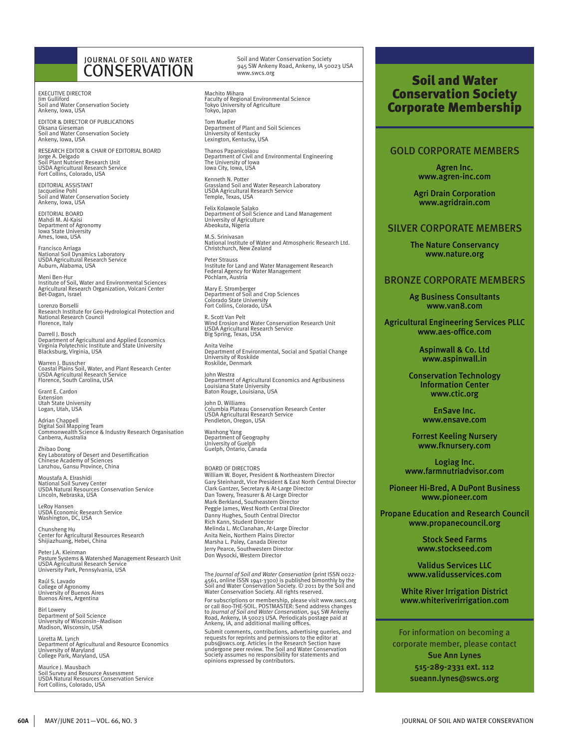# JOURNAL OF SOIL AND WATER CONSERVATION

Soil and Water Conservation Society
945 SW Ankeny Road, Ankeny, IA 50023 USA
www.swcs.org

EXECUTIVE DIRECTOR
Jim Gulliford
Soil and Water Conservation Society
Ankeny, Iowa, USA

EDITOR & DIRECTOR OF PUBLICATIONS
Oksana Gieseman
Soil and Water Conservation Society
Ankeny, Iowa, USA

RESEARCH EDITOR & CHAIR OF EDITORIAL BOARD
Jorge A. Delgado
Soil Plant Nutrient Research Unit
USDA Agricultural Research Service
Fort Collins, Colorado, USA

EDITORIAL ASSISTANT
Jacqueline Pohl
Soil and Water Conservation Society
Ankeny, Iowa, USA

EDITORIAL BOARD
Mahdi M. Al-Kaisi
Department of Agronomy
Iowa State University
Ames, Iowa, USA

Francisco Arriaga
National Soil Dynamics Laboratory
USDA Agricultural Research Service
Auburn, Alabama, USA

Meni Ben-Hur
Institute of Soil, Water and Environmental Sciences
Agricultural Research Organization, Volcani Center
Bet-Dagan, Israel

Lorenzo Borselli
Research Institute for Geo-Hydrological Protection and National Research Council
Florence, Italy

Darrell J. Bosch
Department of Agricultural and Applied Economics
Virginia Polytechnic Institute and State University
Blacksburg, Virginia, USA

Warren J. Busscher
Coastal Plains Soil, Water, and Plant Research Center
USDA Agricultural Research Service
Florence, South Carolina, USA

Grant E. Cardon
Extension
Utah State University
Logan, Utah, USA

Adrian Chappell
Digital Soil Mapping Team
Commonwealth Science & Industry Research Organisation
Canberra, Australia

Zhibao Dong
Key Laboratory of Desert and Desertification
Chinese Academy of Sciences
Lanzhou, Gansu Province, China

Moustafa A. Elrashidi
National Soil Survey Center
USDA Natural Resources Conservation Service
Lincoln, Nebraska, USA

LeRoy Hansen
USDA Economic Research Service
Washington, DC, USA

Chunsheng Hu
Center for Agricultural Resources Research
Shijiazhuang, Hebei, China

Peter J.A. Kleinman
Pasture Systems & Watershed Management Research Unit
USDA Agricultural Research Service
University Park, Pennsylvania, USA

Raúl S. Lavado
College of Agronomy
University of Buenos Aires
Buenos Aires, Argentina

Birl Lowery
Department of Soil Science
University of Wisconsin–Madison
Madison, Wisconsin, USA

Loretta M. Lynch
Department of Agricultural and Resource Economics
University of Maryland
College Park, Maryland, USA

Maurice J. Mausbach
Soil Survey and Resource Assessment
USDA Natural Resources Conservation Service
Fort Collins, Colorado, USA

Machito Mihara
Faculty of Regional Environmental Science
Tokyo University of Agriculture
Tokyo, Japan

Tom Mueller
Department of Plant and Soil Sciences
University of Kentucky
Lexington, Kentucky, USA

Thanos Papanicolaou
Department of Civil and Environmental Engineering
The University of Iowa
Iowa City, Iowa, USA

Kenneth N. Potter
Grassland Soil and Water Research Laboratory
USDA Agricultural Research Service
Temple, Texas, USA

Felix Kolawole Salako
Department of Soil Science and Land Management
University of Agriculture
Abeokuta, Nigeria

M.S. Srinivasan
National Institute of Water and Atmospheric Research Ltd.
Christchurch, New Zealand

Peter Strauss
Institute for Land and Water Management Research
Federal Agency for Water Management
Pöchlarn, Austria

Mary E. Stromberger
Department of Soil and Crop Sciences
Colorado State University
Fort Collins, Colorado, USA

R. Scott Van Pelt
Wind Erosion and Water Conservation Research Unit
USDA Agricultural Research Service
Big Spring, Texas, USA

Anita Veihe
Department of Environmental, Social and Spatial Change
University of Roskilde
Roskilde, Denmark

John Westra
Department of Agricultural Economics and Agribusiness
Louisiana State University
Baton Rouge, Louisiana, USA

John D. Williams
Columbia Plateau Conservation Research Center
USDA Agricultural Research Service
Pendleton, Oregon, USA

Wanhong Yang
Department of Geography
University of Guelph
Guelph, Ontario, Canada

BOARD OF DIRECTORS
William W. Boyer, President & Northeastern Director
Gary Steinhardt, Vice President & East North Central Director
Clark Gantzer, Secretary & At-Large Director
Dan Towery, Treasurer & At-Large Director
Mark Berkland, Southeastern Director
Peggie James, West North Central Director
Danny Hughes, South Central Director
Rich Kann, Student Director
Melinda L. McClanahan, At-Large Director
Anita Nein, Northern Plains Director
Marsha L. Paley, Canada Director
Jerry Pearce, Southwestern Director
Don Wysocki, Western Director

The *Journal of Soil and Water Conservation* (print ISSN 0022-4561, online ISSN 1941-3300) is published bimonthly by the Soil and Water Conservation Society. © 2011 by the Soil and Water Conservation Society. All rights reserved.

For subscriptions or membership, please visit www.swcs.org or call 800-THE-SOIL. POSTMASTER: Send address changes to *Journal of Soil and Water Conservation*, 945 SW Ankeny Road, Ankeny, IA 50023 USA. Periodicals postage paid at Ankeny, IA, and additional mailing offices.

Submit comments, contributions, advertising queries, and requests for reprints and permissions to the editor at pubs@swcs.org. Articles in the Research Section have undergone peer review. The Soil and Water Conservation Society assumes no responsibility for statements and opinions expressed by contributors.

# Soil and Water Conservation Society Corporate Membership

## GOLD CORPORATE MEMBERS

**Agren Inc.**
**www.agren-inc.com**

**Agri Drain Corporation**
**www.agridrain.com**

## SILVER CORPORATE MEMBERS

**The Nature Conservancy**
**www.nature.org**

## BRONZE CORPORATE MEMBERS

**Ag Business Consultants**
**www.van8.com**

**Agricultural Engineering Services PLLC**
**www.aes-office.com**

**Aspinwall & Co. Ltd**
**www.aspinwall.in**

**Conservation Technology Information Center**
**www.ctic.org**

**EnSave Inc.**
**www.ensave.com**

**Forrest Keeling Nursery**
**www.fknursery.com**

**Logiag Inc.**
**www.farmnutriadvisor.com**

**Pioneer Hi-Bred, A DuPont Business**
**www.pioneer.com**

**Propane Education and Research Council**
**www.propanecouncil.org**

**Stock Seed Farms**
**www.stockseed.com**

**Validus Services LLC**
**www.validusservices.com**

**White River Irrigation District**
**www.whiteriverirrigation.com**

For information on becoming a corporate member, please contact
**Sue Ann Lynes**
**515-289-2331 ext. 112**
**sueann.lynes@swcs.org**